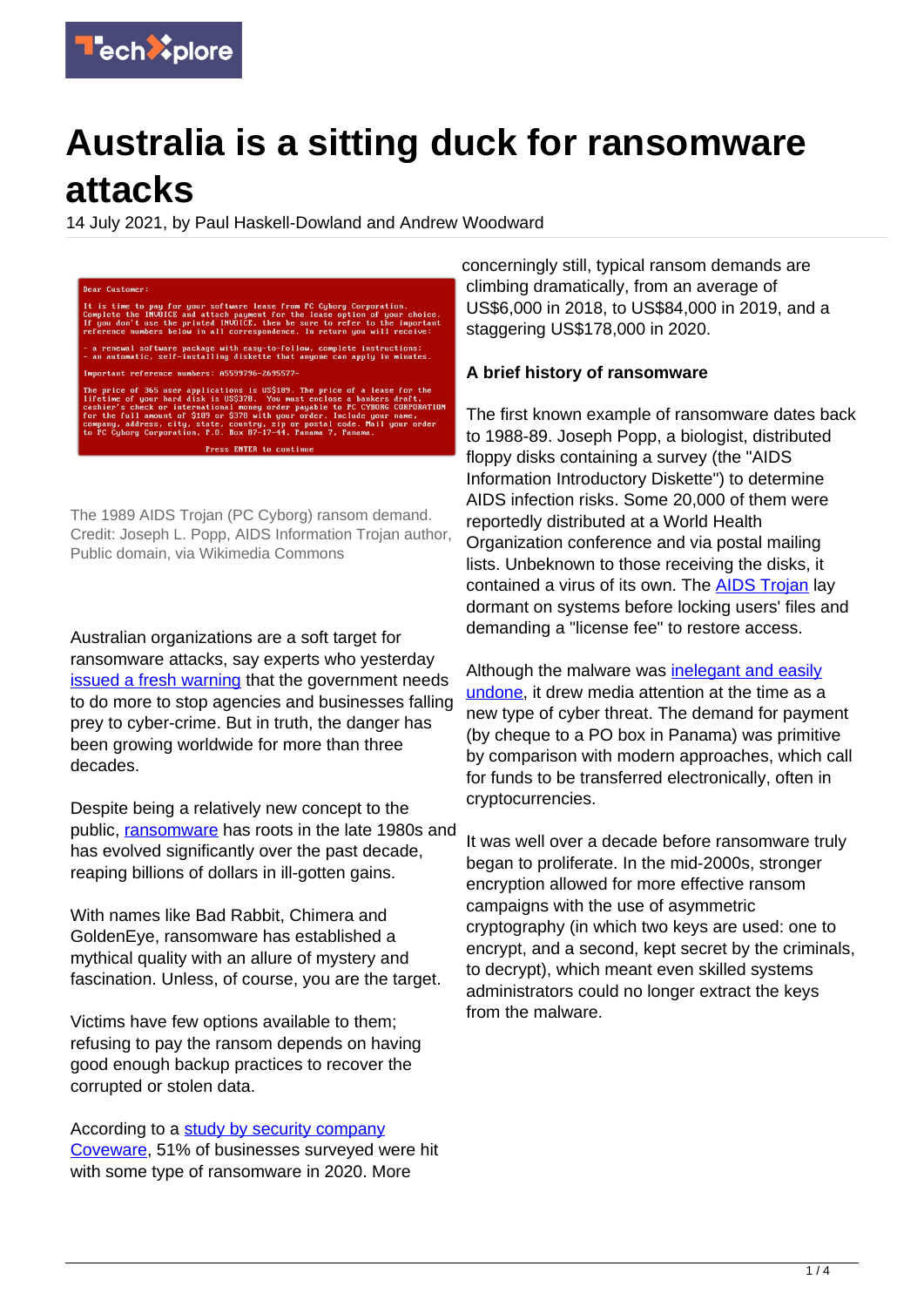# Australia is a sitting duck for ransomware attacks

14 July 2021, by Paul Haskell-Dowland and Andrew Woodward

The 1989 AIDS Trojan (PC Cyborg) ransom demand. Credit: Joseph L. Popp, AIDS Information Trojan author, Public domain, via Wikimedia Commons

Australian organizations are a soft target for ransomware attacks, say experts who yesterday issued a fresh warning that the government needs to do more to stop agencies and businesses falling prey to cyber-crime. But in truth, the danger has been growing worldwide for more than three decades.

Despite being a relatively new concept to the public, ransomware has roots in the late 1980s and has evolved significantly over the past decade, reaping billions of dollars in ill-gotten gains.

With names like Bad Rabbit, Chimera and GoldenEye, ransomware has established a mythical quality with an allure of mystery and fascination. Unless, of course, you are the target.

Victims have few options available to them; refusing to pay the ransom depends on having good enough backup practices to recover the corrupted or stolen data.

According to a study by security company Coveware, 51% of businesses surveyed were hit with some type of ransomware in 2020. More concerningly still, typical ransom demands are climbing dramatically, from an average of US$6,000 in 2018, to US$84,000 in 2019, and a staggering US$178,000 in 2020.

**A brief history of ransomware**

The first known example of ransomware dates back to 1988-89. Joseph Popp, a biologist, distributed floppy disks containing a survey (the "AIDS Information Introductory Diskette") to determine AIDS infection risks. Some 20,000 of them were reportedly distributed at a World Health Organization conference and via postal mailing lists. Unbeknown to those receiving the disks, it contained a virus of its own. The AIDS Trojan lay dormant on systems before locking users' files and demanding a "license fee" to restore access.

Although the malware was inelegant and easily undone, it drew media attention at the time as a new type of cyber threat. The demand for payment (by cheque to a PO box in Panama) was primitive by comparison with modern approaches, which call for funds to be transferred electronically, often in cryptocurrencies.

It was well over a decade before ransomware truly began to proliferate. In the mid-2000s, stronger encryption allowed for more effective ransom campaigns with the use of asymmetric cryptography (in which two keys are used: one to encrypt, and a second, kept secret by the criminals, to decrypt), which meant even skilled systems administrators could no longer extract the keys from the malware.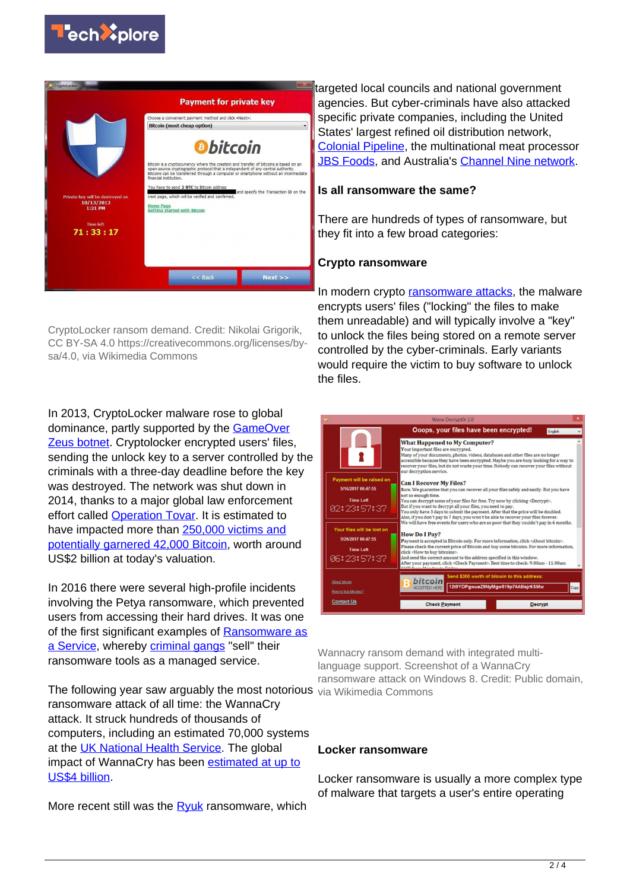targeted local councils and national government agencies. But cyber-criminals have also attacked specific private companies, including the United States' largest refined oil distribution network, Colonial Pipeline, the multinational meat processor JBS Foods, and Australia's Channel Nine network.

CryptoLocker ransom demand. Credit: Nikolai Grigorik, CC BY-SA 4.0 https://creativecommons.org/licenses/by-sa/4.0, via Wikimedia Commons

In 2013, CryptoLocker malware rose to global dominance, partly supported by the GameOver Zeus botnet. Cryptolocker encrypted users' files, sending the unlock key to a server controlled by the criminals with a three-day deadline before the key was destroyed. The network was shut down in 2014, thanks to a major global law enforcement effort called Operation Tovar. It is estimated to have impacted more than 250,000 victims and potentially garnered 42,000 Bitcoin, worth around US$2 billion at today's valuation.

In 2016 there were several high-profile incidents involving the Petya ransomware, which prevented users from accessing their hard drives. It was one of the first significant examples of Ransomware as a Service, whereby criminal gangs "sell" their ransomware tools as a managed service.

The following year saw arguably the most notorious ransomware attack of all time: the WannaCry attack. It struck hundreds of thousands of computers, including an estimated 70,000 systems at the UK National Health Service. The global impact of WannaCry has been estimated at up to US$4 billion.

More recent still was the Ryuk ransomware, which

### Is all ransomware the same?

There are hundreds of types of ransomware, but they fit into a few broad categories:

### Crypto ransomware

In modern crypto ransomware attacks, the malware encrypts users' files ("locking" the files to make them unreadable) and will typically involve a "key" to unlock the files being stored on a remote server controlled by the cyber-criminals. Early variants would require the victim to buy software to unlock the files.

Wannacry ransom demand with integrated multi-language support. Screenshot of a WannaCry ransomware attack on Windows 8. Credit: Public domain, via Wikimedia Commons

### Locker ransomware

Locker ransomware is usually a more complex type of malware that targets a user's entire operating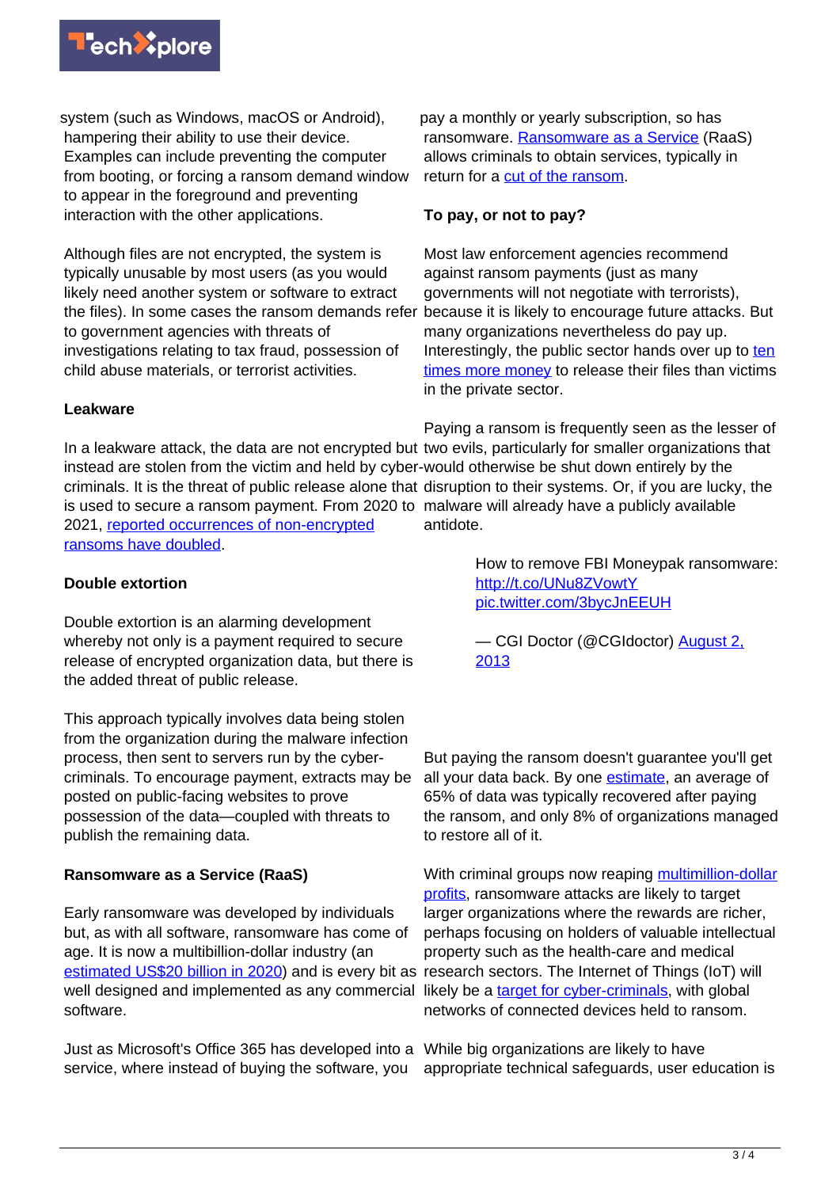system (such as Windows, macOS or Android), hampering their ability to use their device. Examples can include preventing the computer from booting, or forcing a ransom demand window to appear in the foreground and preventing interaction with the other applications.

Although files are not encrypted, the system is typically unusable by most users (as you would likely need another system or software to extract the files). In some cases the ransom demands refer to government agencies with threats of investigations relating to tax fraud, possession of child abuse materials, or terrorist activities.

**Leakware**

In a leakware attack, the data are not encrypted but instead are stolen from the victim and held by cyber-criminals. It is the threat of public release alone that is used to secure a ransom payment. From 2020 to 2021, reported occurrences of non-encrypted ransoms have doubled.

**Double extortion**

Double extortion is an alarming development whereby not only is a payment required to secure release of encrypted organization data, but there is the added threat of public release.

This approach typically involves data being stolen from the organization during the malware infection process, then sent to servers run by the cyber-criminals. To encourage payment, extracts may be posted on public-facing websites to prove possession of the data—coupled with threats to publish the remaining data.

**Ransomware as a Service (RaaS)**

Early ransomware was developed by individuals but, as with all software, ransomware has come of age. It is now a multibillion-dollar industry (an estimated US$20 billion in 2020) and is every bit as well designed and implemented as any commercial software.

Just as Microsoft's Office 365 has developed into a service, where instead of buying the software, you pay a monthly or yearly subscription, so has ransomware. Ransomware as a Service (RaaS) allows criminals to obtain services, typically in return for a cut of the ransom.

**To pay, or not to pay?**

Most law enforcement agencies recommend against ransom payments (just as many governments will not negotiate with terrorists), because it is likely to encourage future attacks. But many organizations nevertheless do pay up. Interestingly, the public sector hands over up to ten times more money to release their files than victims in the private sector.

Paying a ransom is frequently seen as the lesser of two evils, particularly for smaller organizations that would otherwise be shut down entirely by the disruption to their systems. Or, if you are lucky, the malware will already have a publicly available antidote.

> How to remove FBI Moneypak ransomware: http://t.co/UNu8ZVowtY pic.twitter.com/3bycJnEEUH
>
> — CGI Doctor (@CGIdoctor) August 2, 2013

But paying the ransom doesn't guarantee you'll get all your data back. By one estimate, an average of 65% of data was typically recovered after paying the ransom, and only 8% of organizations managed to restore all of it.

With criminal groups now reaping multimillion-dollar profits, ransomware attacks are likely to target larger organizations where the rewards are richer, perhaps focusing on holders of valuable intellectual property such as the health-care and medical research sectors. The Internet of Things (IoT) will likely be a target for cyber-criminals, with global networks of connected devices held to ransom.

While big organizations are likely to have appropriate technical safeguards, user education is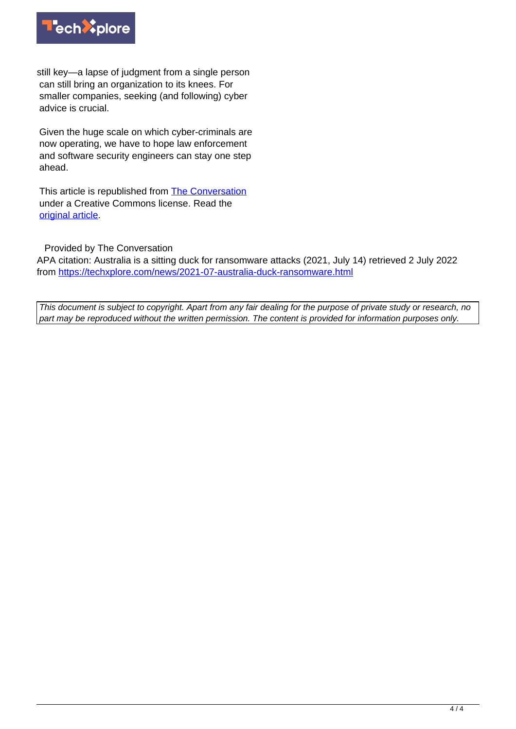still key—a lapse of judgment from a single person can still bring an organization to its knees. For smaller companies, seeking (and following) cyber advice is crucial.

Given the huge scale on which cyber-criminals are now operating, we have to hope law enforcement and software security engineers can stay one step ahead.

This article is republished from [The Conversation](https://theconversation.com) under a Creative Commons license. Read the [original article](https://theconversation.com).

Provided by The Conversation

APA citation: Australia is a sitting duck for ransomware attacks (2021, July 14) retrieved 2 July 2022 from https://techxplore.com/news/2021-07-australia-duck-ransomware.html

*This document is subject to copyright. Apart from any fair dealing for the purpose of private study or research, no part may be reproduced without the written permission. The content is provided for information purposes only.*